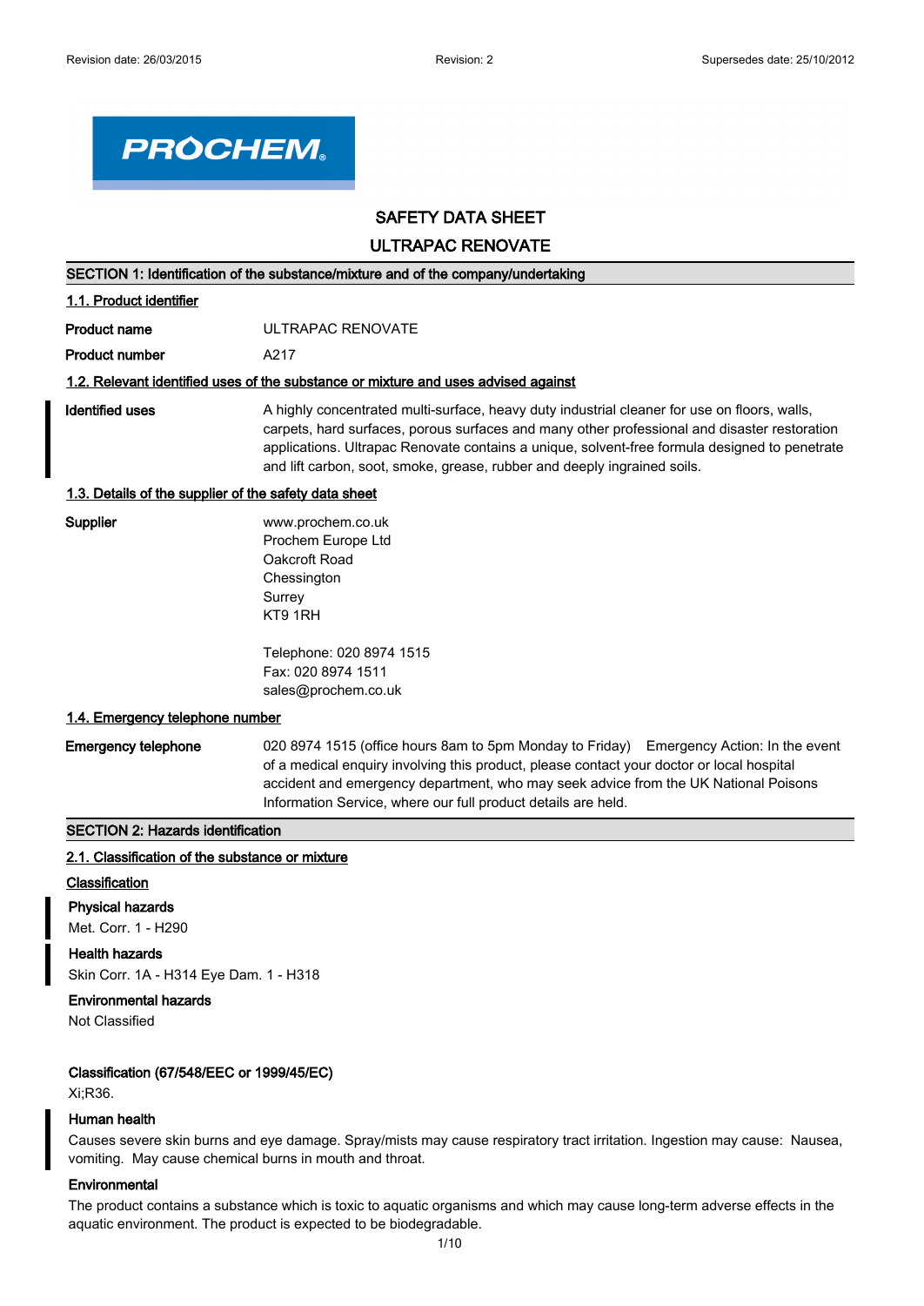PROCHEM

# SAFETY DATA SHEET

# ULTRAPAC RENOVATE

## SECTION 1: Identification of the substance/mixture and of the company/undertaking

### 1.1. Product identifier

**Product name** ULTRAPAC RENOVATE

**Product number** A217

### 1.2. Relevant identified uses of the substance or mixture and uses advised against

**Identified uses** A highly concentrated multi-surface, heavy duty industrial cleaner for use on floors, walls, carpets, hard surfaces, porous surfaces and many other professional and disaster restoration applications. Ultrapac Renovate contains a unique, solvent-free formula designed to penetrate and lift carbon, soot, smoke, grease, rubber and deeply ingrained soils.

### 1.3. Details of the supplier of the safety data sheet

**Supplier**

www.prochem.co.uk
Prochem Europe Ltd
Oakcroft Road
Chessington
Surrey
KT9 1RH

Telephone: 020 8974 1515
Fax: 020 8974 1511
sales@prochem.co.uk

### 1.4. Emergency telephone number

**Emergency telephone** 020 8974 1515 (office hours 8am to 5pm Monday to Friday) Emergency Action: In the event of a medical enquiry involving this product, please contact your doctor or local hospital accident and emergency department, who may seek advice from the UK National Poisons Information Service, where our full product details are held.

## SECTION 2: Hazards identification

### 2.1. Classification of the substance or mixture

**Classification**

**Physical hazards**

Met. Corr. 1 - H290

**Health hazards**

Skin Corr. 1A - H314 Eye Dam. 1 - H318

**Environmental hazards**

Not Classified

**Classification (67/548/EEC or 1999/45/EC)**

Xi;R36.

**Human health**

Causes severe skin burns and eye damage. Spray/mists may cause respiratory tract irritation. Ingestion may cause: Nausea, vomiting. May cause chemical burns in mouth and throat.

**Environmental**

The product contains a substance which is toxic to aquatic organisms and which may cause long-term adverse effects in the aquatic environment. The product is expected to be biodegradable.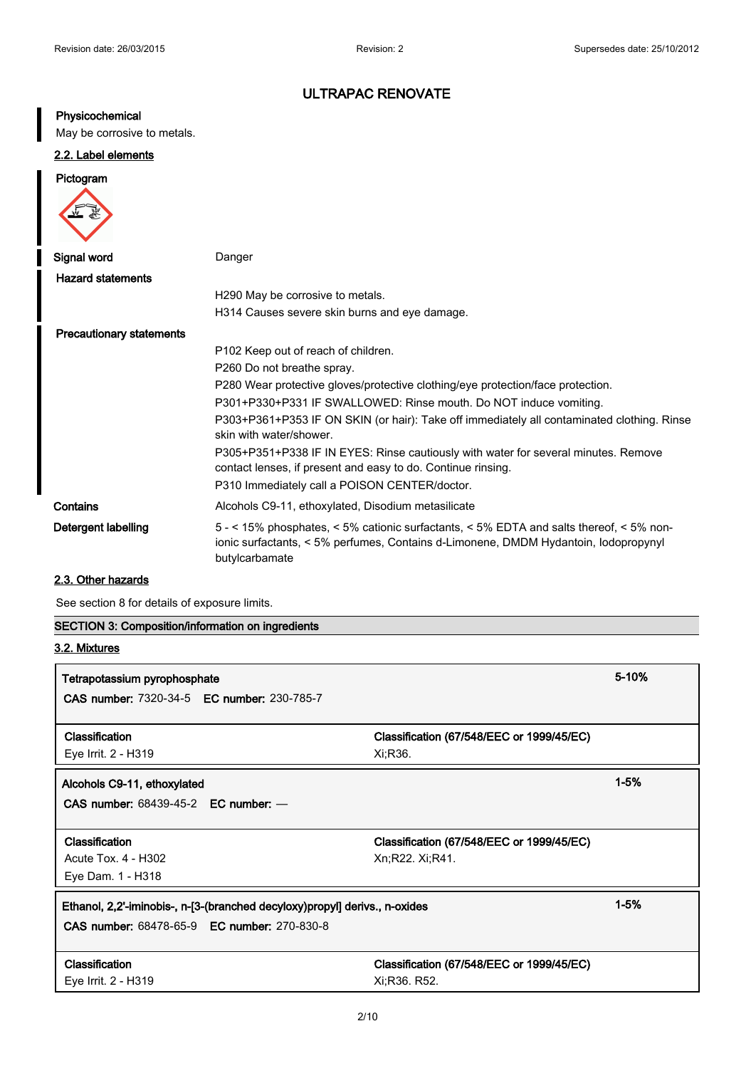# ULTRAPAC RENOVATE

**Physicochemical**

May be corrosive to metals.

## 2.2. Label elements

**Pictogram**

| | |
|---|---|
| **Signal word** | Danger |
| **Hazard statements** | H290 May be corrosive to metals.<br>H314 Causes severe skin burns and eye damage. |
| **Precautionary statements** | P102 Keep out of reach of children.<br>P260 Do not breathe spray.<br>P280 Wear protective gloves/protective clothing/eye protection/face protection.<br>P301+P330+P331 IF SWALLOWED: Rinse mouth. Do NOT induce vomiting.<br>P303+P361+P353 IF ON SKIN (or hair): Take off immediately all contaminated clothing. Rinse skin with water/shower.<br>P305+P351+P338 IF IN EYES: Rinse cautiously with water for several minutes. Remove contact lenses, if present and easy to do. Continue rinsing.<br>P310 Immediately call a POISON CENTER/doctor. |
| **Contains** | Alcohols C9-11, ethoxylated, Disodium metasilicate |
| **Detergent labelling** | 5 - < 15% phosphates, < 5% cationic surfactants, < 5% EDTA and salts thereof, < 5% non-ionic surfactants, < 5% perfumes, Contains d-Limonene, DMDM Hydantoin, Iodopropynyl butylcarbamate |

## 2.3. Other hazards

See section 8 for details of exposure limits.

## SECTION 3: Composition/information on ingredients

## 3.2. Mixtures

| | | |
|---|---|---|
| **Tetrapotassium pyrophosphate**<br>**CAS number:** 7320-34-5 **EC number:** 230-785-7 | | 5-10% |
| **Classification**<br>Eye Irrit. 2 - H319 | **Classification (67/548/EEC or 1999/45/EC)**<br>Xi;R36. | |

| | | |
|---|---|---|
| **Alcohols C9-11, ethoxylated**<br>**CAS number:** 68439-45-2 **EC number:** — | | 1-5% |
| **Classification**<br>Acute Tox. 4 - H302<br>Eye Dam. 1 - H318 | **Classification (67/548/EEC or 1999/45/EC)**<br>Xn;R22. Xi;R41. | |

| | | |
|---|---|---|
| **Ethanol, 2,2'-iminobis-, n-[3-(branched decyloxy)propyl] derivs., n-oxides**<br>**CAS number:** 68478-65-9 **EC number:** 270-830-8 | | 1-5% |
| **Classification**<br>Eye Irrit. 2 - H319 | **Classification (67/548/EEC or 1999/45/EC)**<br>Xi;R36. R52. | |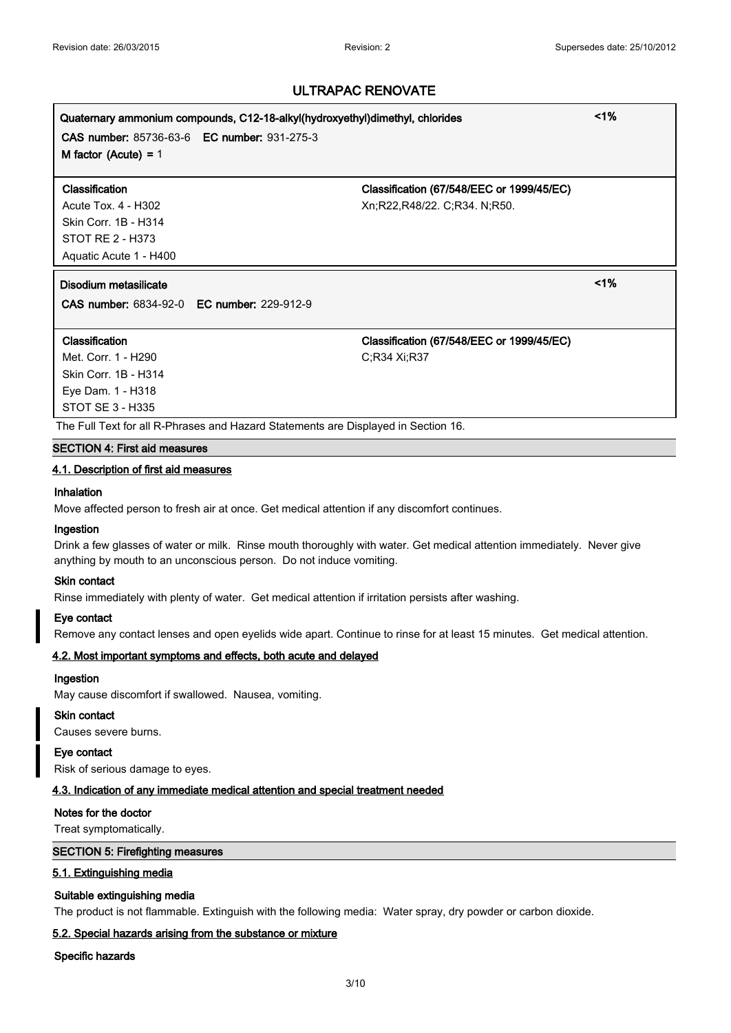| Quaternary ammonium compounds, C12-18-alkyl(hydroxyethyl)dimethyl, chlorides | | <1% |
|---|---|---|
| **CAS number:** 85736-63-6 **EC number:** 931-275-3 | | |
| **M factor (Acute) =** 1 | | |
| **Classification** | **Classification (67/548/EEC or 1999/45/EC)** | |
| Acute Tox. 4 - H302 | Xn;R22,R48/22. C;R34. N;R50. | |
| Skin Corr. 1B - H314 | | |
| STOT RE 2 - H373 | | |
| Aquatic Acute 1 - H400 | | |

| Disodium metasilicate | | <1% |
|---|---|---|
| **CAS number:** 6834-92-0 **EC number:** 229-912-9 | | |
| **Classification** | **Classification (67/548/EEC or 1999/45/EC)** | |
| Met. Corr. 1 - H290 | C;R34 Xi;R37 | |
| Skin Corr. 1B - H314 | | |
| Eye Dam. 1 - H318 | | |
| STOT SE 3 - H335 | | |

The Full Text for all R-Phrases and Hazard Statements are Displayed in Section 16.

## SECTION 4: First aid measures

### 4.1. Description of first aid measures

**Inhalation**

Move affected person to fresh air at once. Get medical attention if any discomfort continues.

**Ingestion**

Drink a few glasses of water or milk. Rinse mouth thoroughly with water. Get medical attention immediately. Never give anything by mouth to an unconscious person. Do not induce vomiting.

**Skin contact**

Rinse immediately with plenty of water. Get medical attention if irritation persists after washing.

**Eye contact**

Remove any contact lenses and open eyelids wide apart. Continue to rinse for at least 15 minutes. Get medical attention.

### 4.2. Most important symptoms and effects, both acute and delayed

**Ingestion**

May cause discomfort if swallowed. Nausea, vomiting.

**Skin contact**

Causes severe burns.

**Eye contact**

Risk of serious damage to eyes.

### 4.3. Indication of any immediate medical attention and special treatment needed

**Notes for the doctor**

Treat symptomatically.

## SECTION 5: Firefighting measures

### 5.1. Extinguishing media

**Suitable extinguishing media**

The product is not flammable. Extinguish with the following media: Water spray, dry powder or carbon dioxide.

### 5.2. Special hazards arising from the substance or mixture

**Specific hazards**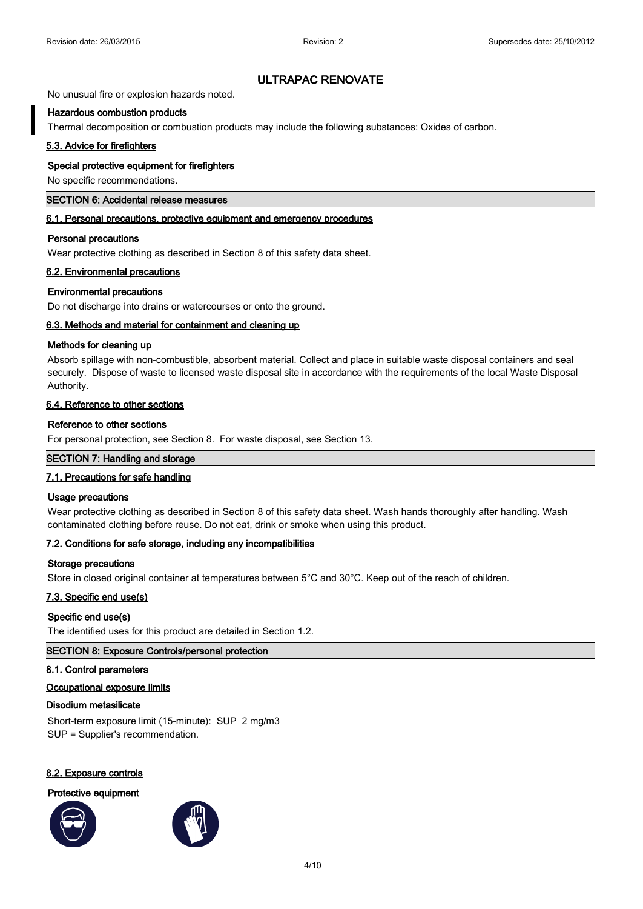No unusual fire or explosion hazards noted.

**Hazardous combustion products**

Thermal decomposition or combustion products may include the following substances: Oxides of carbon.

**5.3. Advice for firefighters**

**Special protective equipment for firefighters**

No specific recommendations.

## SECTION 6: Accidental release measures

**6.1. Personal precautions, protective equipment and emergency procedures**

**Personal precautions**

Wear protective clothing as described in Section 8 of this safety data sheet.

**6.2. Environmental precautions**

**Environmental precautions**

Do not discharge into drains or watercourses or onto the ground.

**6.3. Methods and material for containment and cleaning up**

**Methods for cleaning up**

Absorb spillage with non-combustible, absorbent material. Collect and place in suitable waste disposal containers and seal securely. Dispose of waste to licensed waste disposal site in accordance with the requirements of the local Waste Disposal Authority.

**6.4. Reference to other sections**

**Reference to other sections**

For personal protection, see Section 8. For waste disposal, see Section 13.

## SECTION 7: Handling and storage

**7.1. Precautions for safe handling**

**Usage precautions**

Wear protective clothing as described in Section 8 of this safety data sheet. Wash hands thoroughly after handling. Wash contaminated clothing before reuse. Do not eat, drink or smoke when using this product.

**7.2. Conditions for safe storage, including any incompatibilities**

**Storage precautions**

Store in closed original container at temperatures between 5°C and 30°C. Keep out of the reach of children.

**7.3. Specific end use(s)**

**Specific end use(s)**

The identified uses for this product are detailed in Section 1.2.

## SECTION 8: Exposure Controls/personal protection

**8.1. Control parameters**

**Occupational exposure limits**

**Disodium metasilicate**

Short-term exposure limit (15-minute): SUP 2 mg/m3
SUP = Supplier's recommendation.

**8.2. Exposure controls**

**Protective equipment**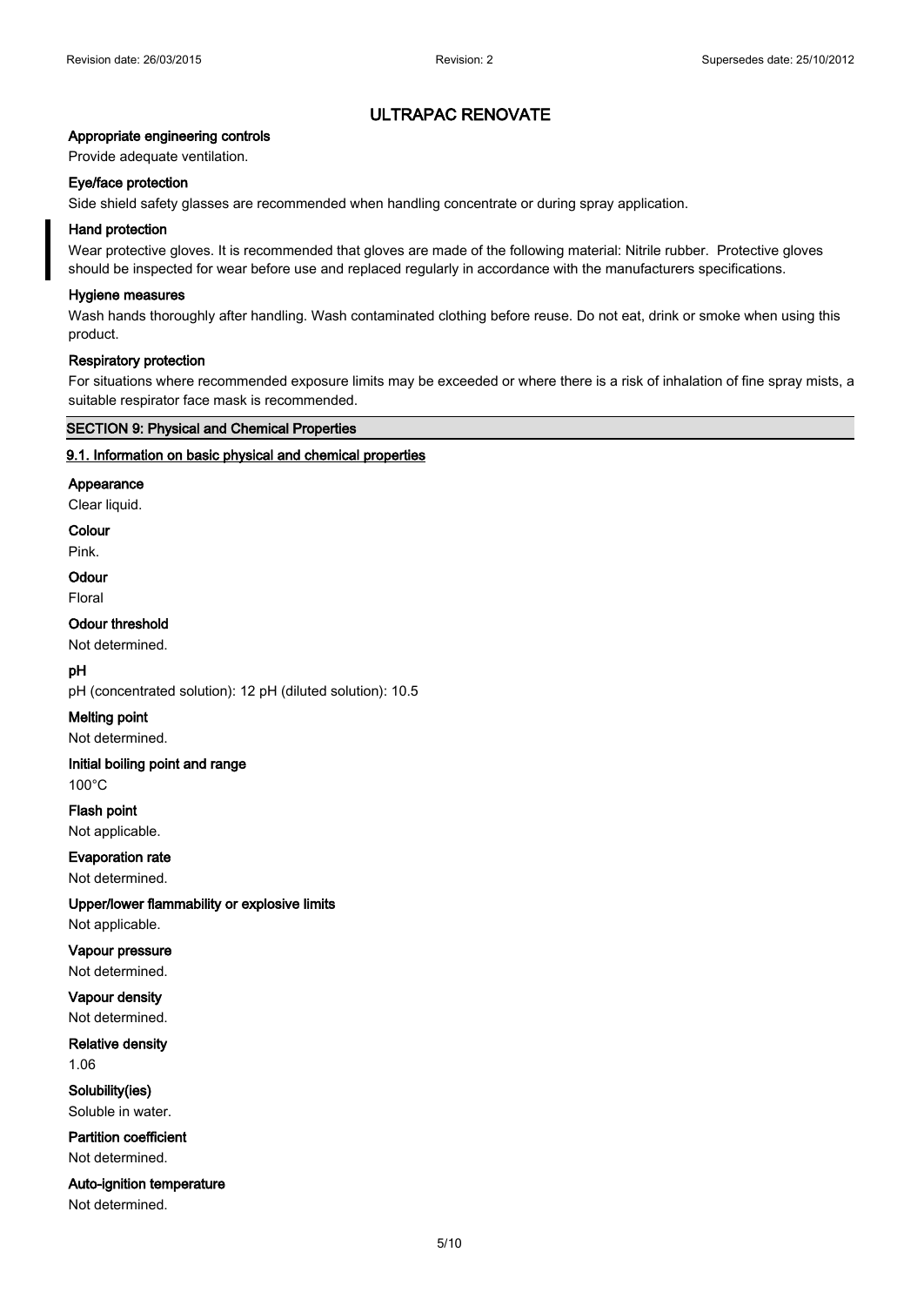## ULTRAPAC RENOVATE

**Appropriate engineering controls**

Provide adequate ventilation.

**Eye/face protection**

Side shield safety glasses are recommended when handling concentrate or during spray application.

**Hand protection**

Wear protective gloves. It is recommended that gloves are made of the following material: Nitrile rubber. Protective gloves should be inspected for wear before use and replaced regularly in accordance with the manufacturers specifications.

**Hygiene measures**

Wash hands thoroughly after handling. Wash contaminated clothing before reuse. Do not eat, drink or smoke when using this product.

**Respiratory protection**

For situations where recommended exposure limits may be exceeded or where there is a risk of inhalation of fine spray mists, a suitable respirator face mask is recommended.

## SECTION 9: Physical and Chemical Properties

### 9.1. Information on basic physical and chemical properties

**Appearance**

Clear liquid.

**Colour**

Pink.

**Odour**

Floral

**Odour threshold**

Not determined.

**pH**

pH (concentrated solution): 12 pH (diluted solution): 10.5

**Melting point**

Not determined.

**Initial boiling point and range**

100°C

**Flash point**

Not applicable.

**Evaporation rate**

Not determined.

**Upper/lower flammability or explosive limits**

Not applicable.

**Vapour pressure**

Not determined.

**Vapour density**

Not determined.

**Relative density**

1.06

**Solubility(ies)**

Soluble in water.

**Partition coefficient**

Not determined.

**Auto-ignition temperature**

Not determined.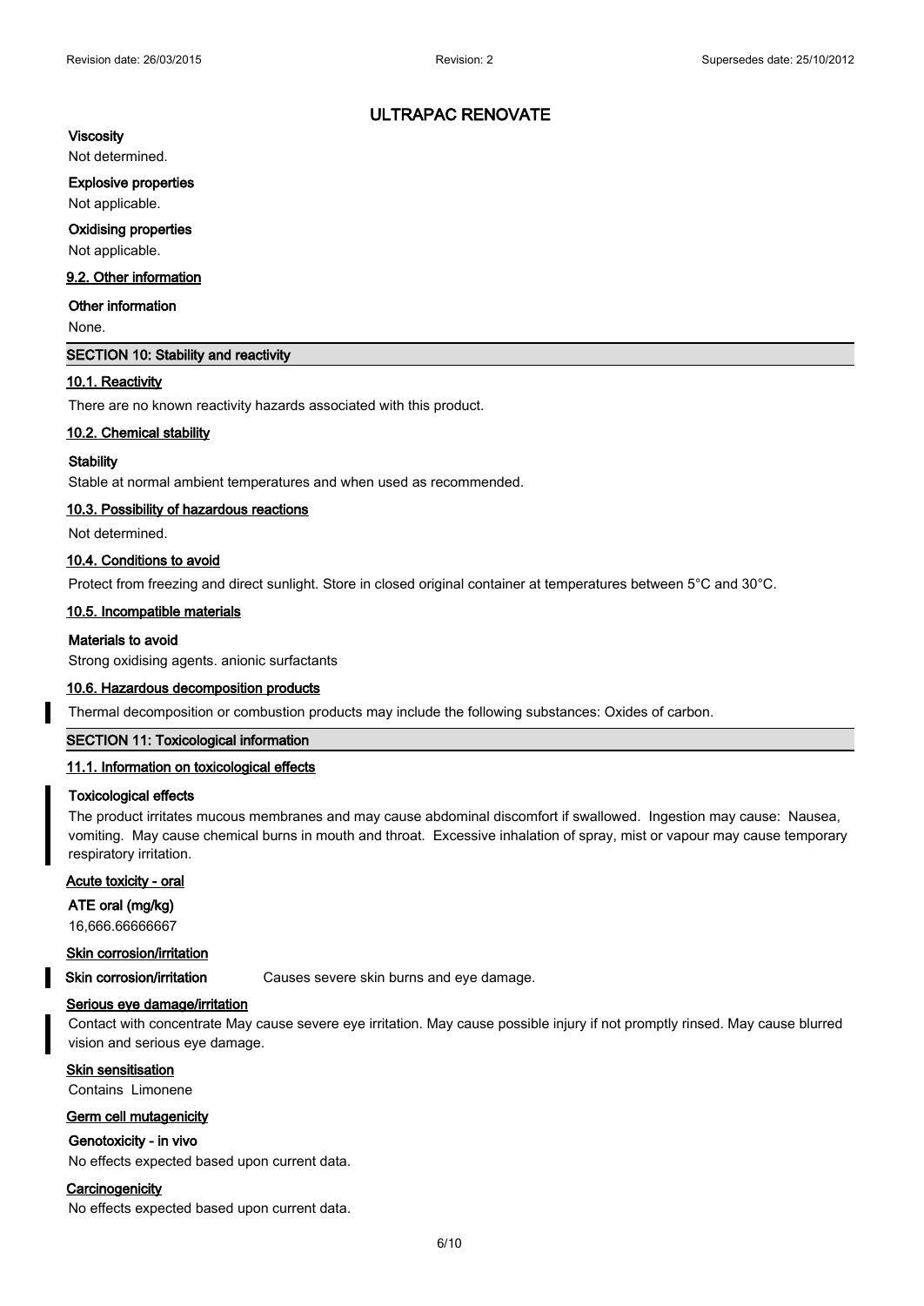# ULTRAPAC RENOVATE

**Viscosity**

Not determined.

**Explosive properties**

Not applicable.

**Oxidising properties**

Not applicable.

### 9.2. Other information

**Other information**

None.

## SECTION 10: Stability and reactivity

### 10.1. Reactivity

There are no known reactivity hazards associated with this product.

### 10.2. Chemical stability

**Stability**

Stable at normal ambient temperatures and when used as recommended.

### 10.3. Possibility of hazardous reactions

Not determined.

### 10.4. Conditions to avoid

Protect from freezing and direct sunlight. Store in closed original container at temperatures between 5°C and 30°C.

### 10.5. Incompatible materials

**Materials to avoid**

Strong oxidising agents. anionic surfactants

### 10.6. Hazardous decomposition products

Thermal decomposition or combustion products may include the following substances: Oxides of carbon.

## SECTION 11: Toxicological information

### 11.1. Information on toxicological effects

**Toxicological effects**

The product irritates mucous membranes and may cause abdominal discomfort if swallowed. Ingestion may cause: Nausea, vomiting. May cause chemical burns in mouth and throat. Excessive inhalation of spray, mist or vapour may cause temporary respiratory irritation.

**Acute toxicity - oral**

**ATE oral (mg/kg)**

16,666.66666667

**Skin corrosion/irritation**

**Skin corrosion/irritation** Causes severe skin burns and eye damage.

**Serious eye damage/irritation**

Contact with concentrate May cause severe eye irritation. May cause possible injury if not promptly rinsed. May cause blurred vision and serious eye damage.

**Skin sensitisation**

Contains Limonene

**Germ cell mutagenicity**

**Genotoxicity - in vivo**

No effects expected based upon current data.

**Carcinogenicity**

No effects expected based upon current data.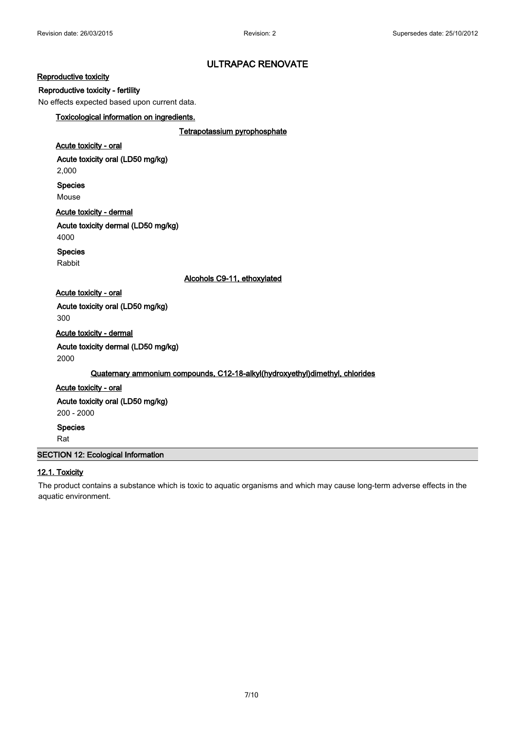## ULTRAPAC RENOVATE

**Reproductive toxicity**

**Reproductive toxicity - fertility**

No effects expected based upon current data.

**Toxicological information on ingredients.**

**Tetrapotassium pyrophosphate**

**Acute toxicity - oral**

**Acute toxicity oral (LD50 mg/kg)**

2,000

**Species**

Mouse

**Acute toxicity - dermal**

**Acute toxicity dermal (LD50 mg/kg)**

4000

**Species**

Rabbit

**Alcohols C9-11, ethoxylated**

**Acute toxicity - oral**

**Acute toxicity oral (LD50 mg/kg)**

300

**Acute toxicity - dermal**

**Acute toxicity dermal (LD50 mg/kg)**

2000

**Quaternary ammonium compounds, C12-18-alkyl(hydroxyethyl)dimethyl, chlorides**

**Acute toxicity - oral**

**Acute toxicity oral (LD50 mg/kg)**

200 - 2000

**Species**

Rat

## SECTION 12: Ecological Information

### 12.1. Toxicity

The product contains a substance which is toxic to aquatic organisms and which may cause long-term adverse effects in the aquatic environment.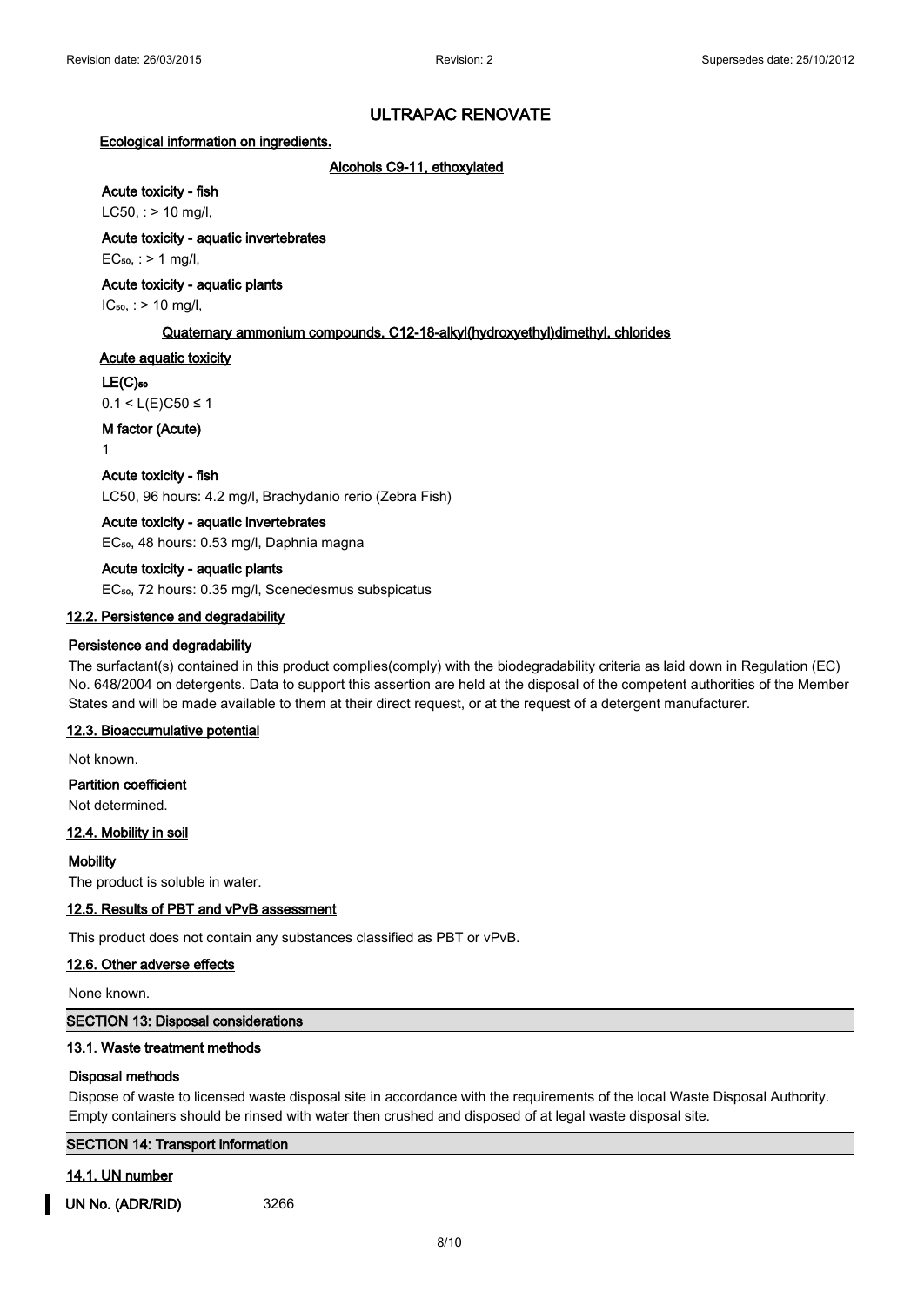# ULTRAPAC RENOVATE

**Ecological information on ingredients.**

**Alcohols C9-11, ethoxylated**

**Acute toxicity - fish**

LC50, : > 10 mg/l,

**Acute toxicity - aquatic invertebrates**

$EC_{50}$, : > 1 mg/l,

**Acute toxicity - aquatic plants**

$IC_{50}$, : > 10 mg/l,

**Quaternary ammonium compounds, C12-18-alkyl(hydroxyethyl)dimethyl, chlorides**

**Acute aquatic toxicity**

**$LE(C)_{50}$**

0.1 < L(E)C50 ≤ 1

**M factor (Acute)**

1

**Acute toxicity - fish**

LC50, 96 hours: 4.2 mg/l, Brachydanio rerio (Zebra Fish)

**Acute toxicity - aquatic invertebrates**

$EC_{50}$, 48 hours: 0.53 mg/l, Daphnia magna

**Acute toxicity - aquatic plants**

$EC_{50}$, 72 hours: 0.35 mg/l, Scenedesmus subspicatus

## 12.2. Persistence and degradability

**Persistence and degradability**

The surfactant(s) contained in this product complies(comply) with the biodegradability criteria as laid down in Regulation (EC) No. 648/2004 on detergents. Data to support this assertion are held at the disposal of the competent authorities of the Member States and will be made available to them at their direct request, or at the request of a detergent manufacturer.

## 12.3. Bioaccumulative potential

Not known.

**Partition coefficient**

Not determined.

## 12.4. Mobility in soil

**Mobility**

The product is soluble in water.

## 12.5. Results of PBT and vPvB assessment

This product does not contain any substances classified as PBT or vPvB.

## 12.6. Other adverse effects

None known.

# SECTION 13: Disposal considerations

## 13.1. Waste treatment methods

**Disposal methods**

Dispose of waste to licensed waste disposal site in accordance with the requirements of the local Waste Disposal Authority. Empty containers should be rinsed with water then crushed and disposed of at legal waste disposal site.

# SECTION 14: Transport information

## 14.1. UN number

**UN No. (ADR/RID)** 3266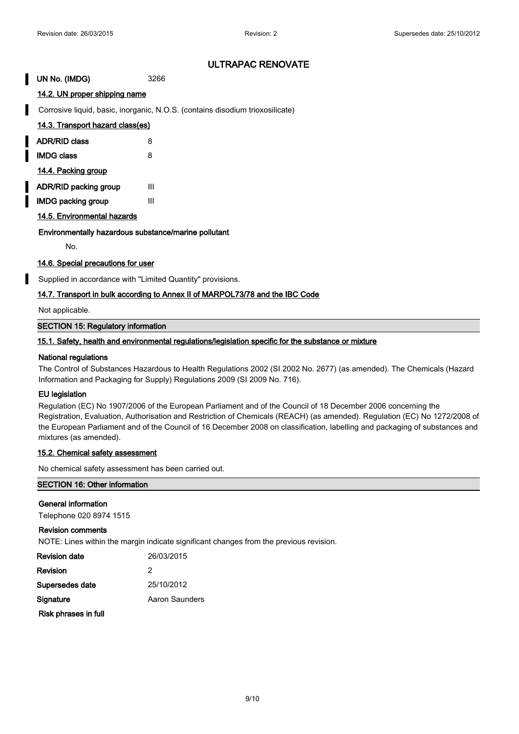# ULTRAPAC RENOVATE

**UN No. (IMDG)** 3266

### 14.2. UN proper shipping name

Corrosive liquid, basic, inorganic, N.O.S. (contains disodium trioxosilicate)

### 14.3. Transport hazard class(es)

| | |
|---|---|
| **ADR/RID class** | 8 |
| **IMDG class** | 8 |

### 14.4. Packing group

| | |
|---|---|
| **ADR/RID packing group** | III |
| **IMDG packing group** | III |

### 14.5. Environmental hazards

**Environmentally hazardous substance/marine pollutant**

No.

### 14.6. Special precautions for user

Supplied in accordance with "Limited Quantity" provisions.

### 14.7. Transport in bulk according to Annex II of MARPOL73/78 and the IBC Code

Not applicable.

## SECTION 15: Regulatory information

### 15.1. Safety, health and environmental regulations/legislation specific for the substance or mixture

**National regulations**

The Control of Substances Hazardous to Health Regulations 2002 (SI 2002 No. 2677) (as amended). The Chemicals (Hazard Information and Packaging for Supply) Regulations 2009 (SI 2009 No. 716).

**EU legislation**

Regulation (EC) No 1907/2006 of the European Parliament and of the Council of 18 December 2006 concerning the Registration, Evaluation, Authorisation and Restriction of Chemicals (REACH) (as amended). Regulation (EC) No 1272/2008 of the European Parliament and of the Council of 16 December 2008 on classification, labelling and packaging of substances and mixtures (as amended).

### 15.2. Chemical safety assessment

No chemical safety assessment has been carried out.

## SECTION 16: Other information

**General information**

Telephone 020 8974 1515

**Revision comments**

NOTE: Lines within the margin indicate significant changes from the previous revision.

| | |
|---|---|
| **Revision date** | 26/03/2015 |
| **Revision** | 2 |
| **Supersedes date** | 25/10/2012 |
| **Signature** | Aaron Saunders |

**Risk phrases in full**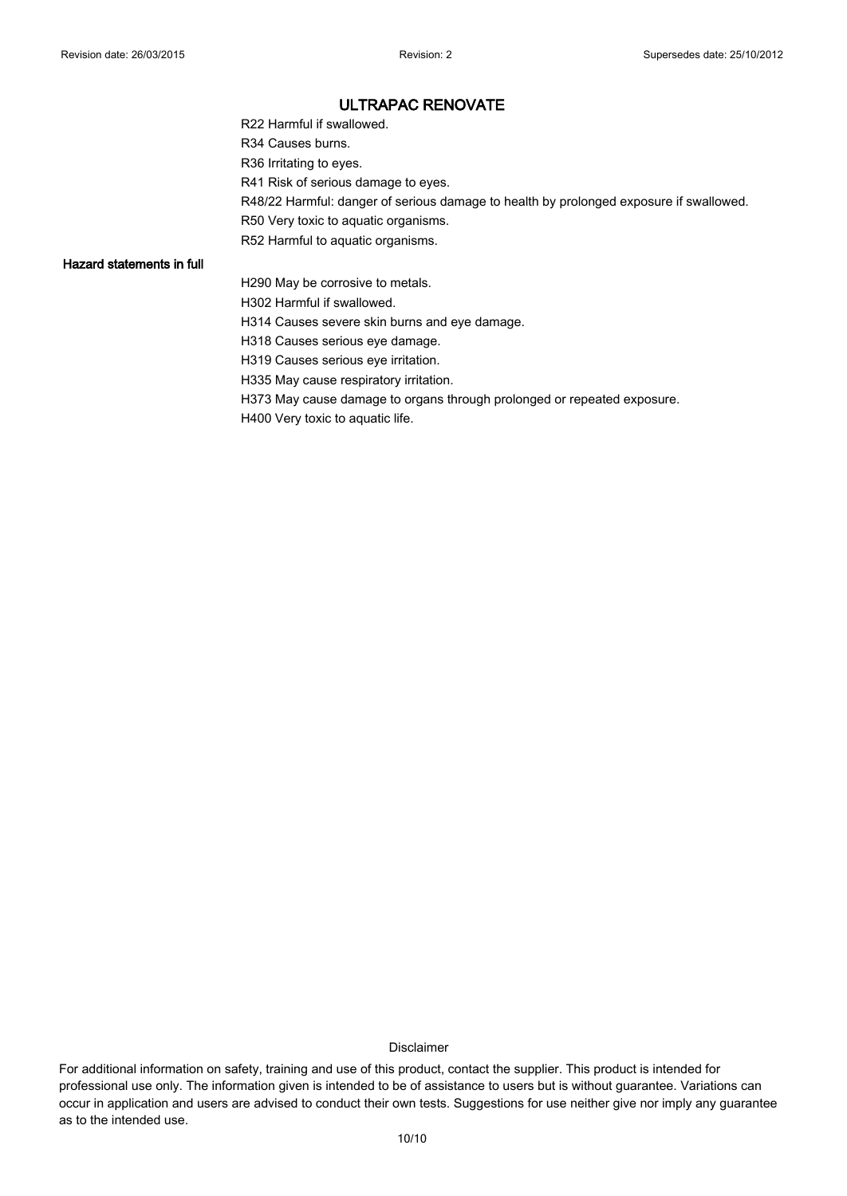# ULTRAPAC RENOVATE

R22 Harmful if swallowed.

R34 Causes burns.

R36 Irritating to eyes.

R41 Risk of serious damage to eyes.

R48/22 Harmful: danger of serious damage to health by prolonged exposure if swallowed.

R50 Very toxic to aquatic organisms.

R52 Harmful to aquatic organisms.

**Hazard statements in full**

H290 May be corrosive to metals.

H302 Harmful if swallowed.

H314 Causes severe skin burns and eye damage.

H318 Causes serious eye damage.

H319 Causes serious eye irritation.

H335 May cause respiratory irritation.

H373 May cause damage to organs through prolonged or repeated exposure.

H400 Very toxic to aquatic life.

Disclaimer

For additional information on safety, training and use of this product, contact the supplier. This product is intended for professional use only. The information given is intended to be of assistance to users but is without guarantee. Variations can occur in application and users are advised to conduct their own tests. Suggestions for use neither give nor imply any guarantee as to the intended use.